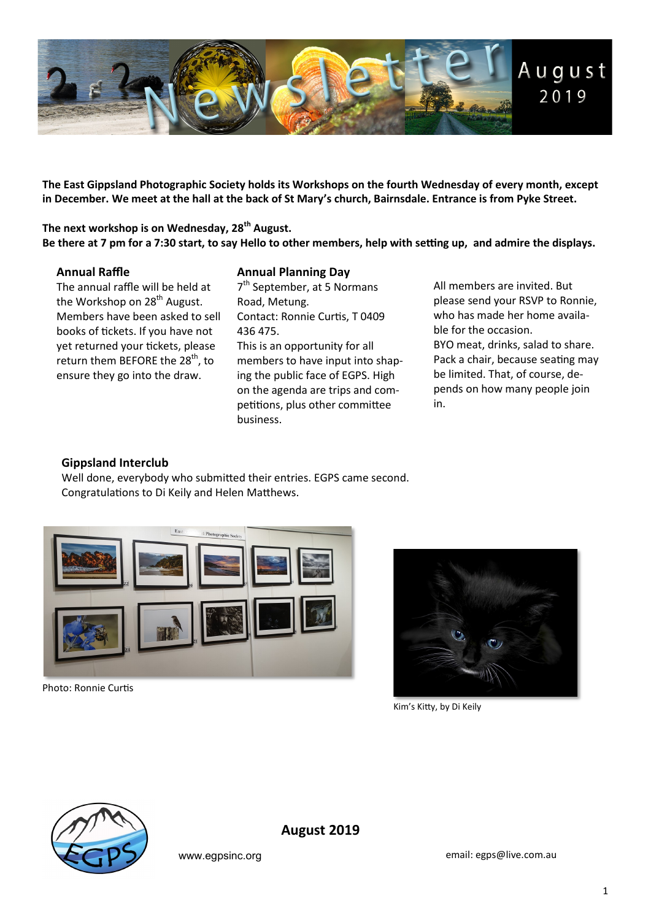# Newsletter August 2019

**The East Gippsland Photographic Society holds its Workshops on the fourth Wednesday of every month, except in December. We meet at the hall at the back of St Mary's church, Bairnsdale. Entrance is from Pyke Street.**

**The next workshop is on Wednesday, 28th August.**
**Be there at 7 pm for a 7:30 start, to say Hello to other members, help with setting up, and admire the displays.**

### Annual Raffle

The annual raffle will be held at the Workshop on 28th August. Members have been asked to sell books of tickets. If you have not yet returned your tickets, please return them BEFORE the 28th, to ensure they go into the draw.

### Annual Planning Day

7th September, at 5 Normans Road, Metung.
Contact: Ronnie Curtis, T 0409 436 475.
This is an opportunity for all members to have input into shaping the public face of EGPS. High on the agenda are trips and competitions, plus other committee business.

All members are invited. But please send your RSVP to Ronnie, who has made her home available for the occasion.
BYO meat, drinks, salad to share.
Pack a chair, because seating may be limited. That, of course, depends on how many people join in.

### Gippsland Interclub

Well done, everybody who submitted their entries. EGPS came second.
Congratulations to Di Keily and Helen Matthews.

Photo: Ronnie Curtis

Kim's Kitty, by Di Keily

**August 2019**

www.egpsinc.org

email: egps@live.com.au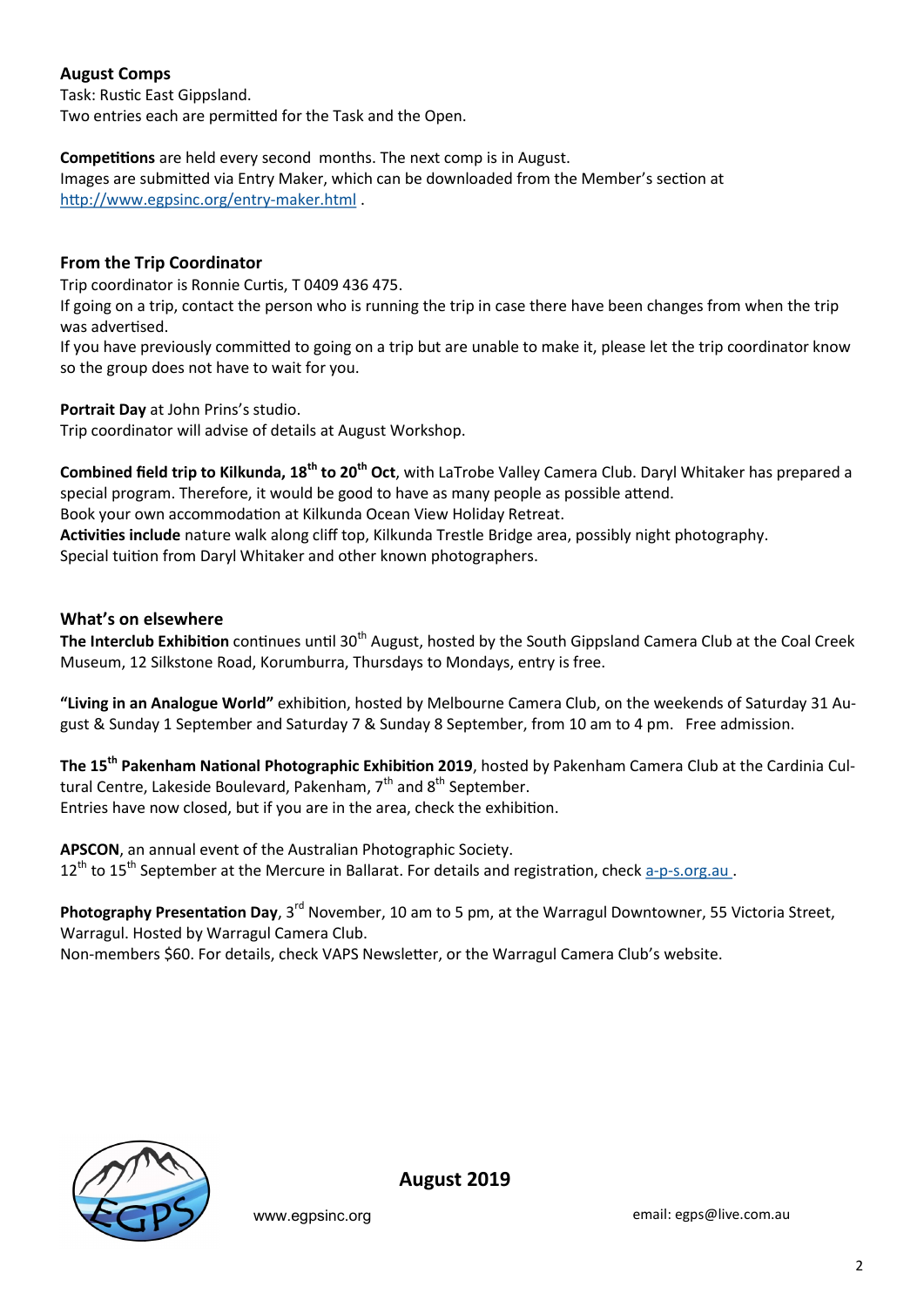## August Comps

Task: Rustic East Gippsland.
Two entries each are permitted for the Task and the Open.

**Competitions** are held every second months. The next comp is in August.
Images are submitted via Entry Maker, which can be downloaded from the Member's section at http://www.egpsinc.org/entry-maker.html .

## From the Trip Coordinator

Trip coordinator is Ronnie Curtis, T 0409 436 475.
If going on a trip, contact the person who is running the trip in case there have been changes from when the trip was advertised.
If you have previously committed to going on a trip but are unable to make it, please let the trip coordinator know so the group does not have to wait for you.

**Portrait Day** at John Prins's studio.
Trip coordinator will advise of details at August Workshop.

**Combined field trip to Kilkunda, 18th to 20th Oct**, with LaTrobe Valley Camera Club. Daryl Whitaker has prepared a special program. Therefore, it would be good to have as many people as possible attend.
Book your own accommodation at Kilkunda Ocean View Holiday Retreat.
**Activities include** nature walk along cliff top, Kilkunda Trestle Bridge area, possibly night photography.
Special tuition from Daryl Whitaker and other known photographers.

## What's on elsewhere

**The Interclub Exhibition** continues until 30th August, hosted by the South Gippsland Camera Club at the Coal Creek Museum, 12 Silkstone Road, Korumburra, Thursdays to Mondays, entry is free.

**"Living in an Analogue World"** exhibition, hosted by Melbourne Camera Club, on the weekends of Saturday 31 August & Sunday 1 September and Saturday 7 & Sunday 8 September, from 10 am to 4 pm. Free admission.

**The 15th Pakenham National Photographic Exhibition 2019**, hosted by Pakenham Camera Club at the Cardinia Cultural Centre, Lakeside Boulevard, Pakenham, 7th and 8th September.
Entries have now closed, but if you are in the area, check the exhibition.

**APSCON**, an annual event of the Australian Photographic Society.
12th to 15th September at the Mercure in Ballarat. For details and registration, check a-p-s.org.au .

**Photography Presentation Day**, 3rd November, 10 am to 5 pm, at the Warragul Downtowner, 55 Victoria Street, Warragul. Hosted by Warragul Camera Club.
Non-members $60. For details, check VAPS Newsletter, or the Warragul Camera Club's website.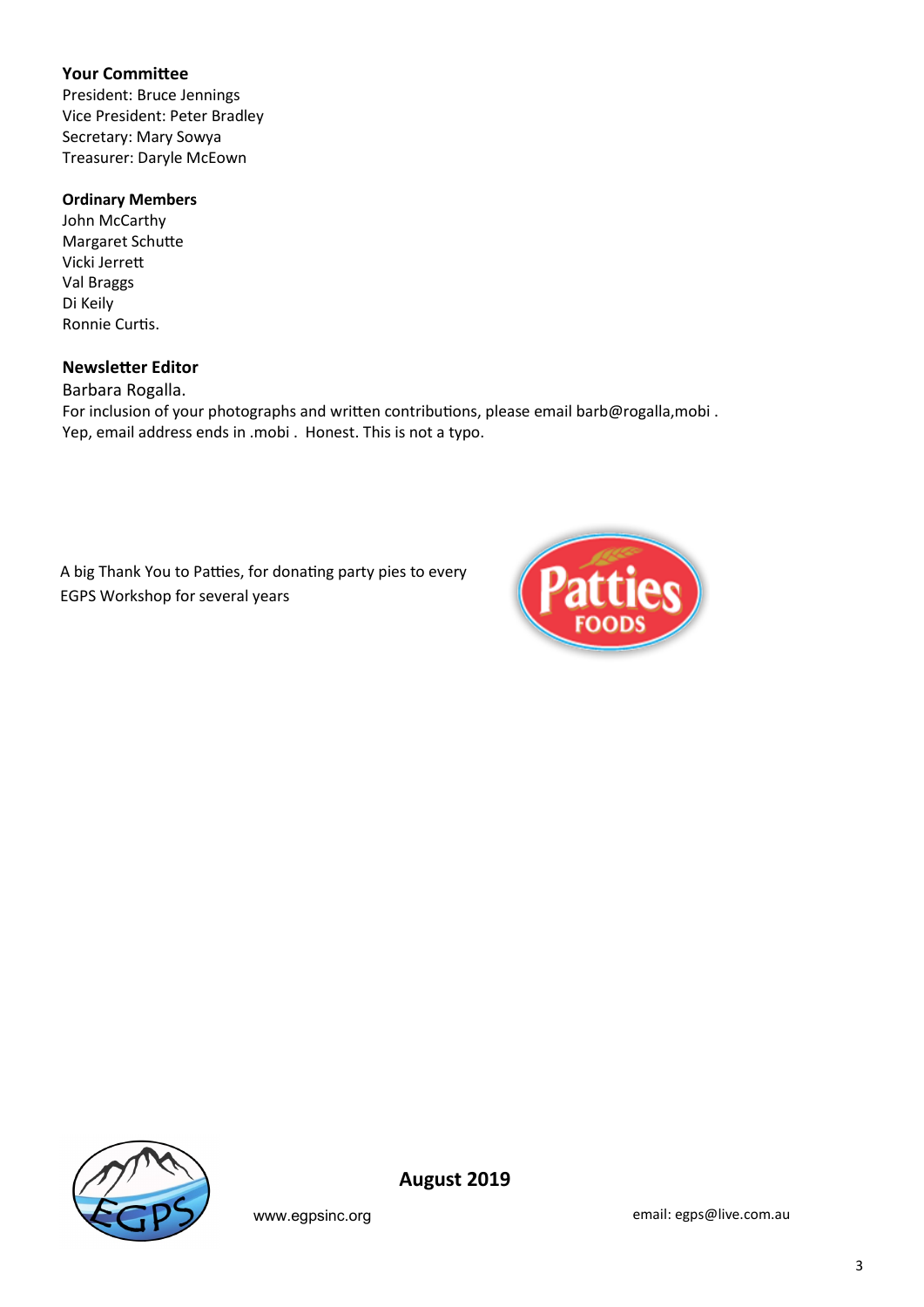**Your Committee**

President: Bruce Jennings
Vice President: Peter Bradley
Secretary: Mary Sowya
Treasurer: Daryle McEown

**Ordinary Members**

John McCarthy
Margaret Schutte
Vicki Jerrett
Val Braggs
Di Keily
Ronnie Curtis.

**Newsletter Editor**

Barbara Rogalla.
For inclusion of your photographs and written contributions, please email barb@rogalla,mobi .
Yep, email address ends in .mobi . Honest. This is not a typo.

A big Thank You to Patties, for donating party pies to every EGPS Workshop for several years

**August 2019**

www.egpsinc.org

email: egps@live.com.au